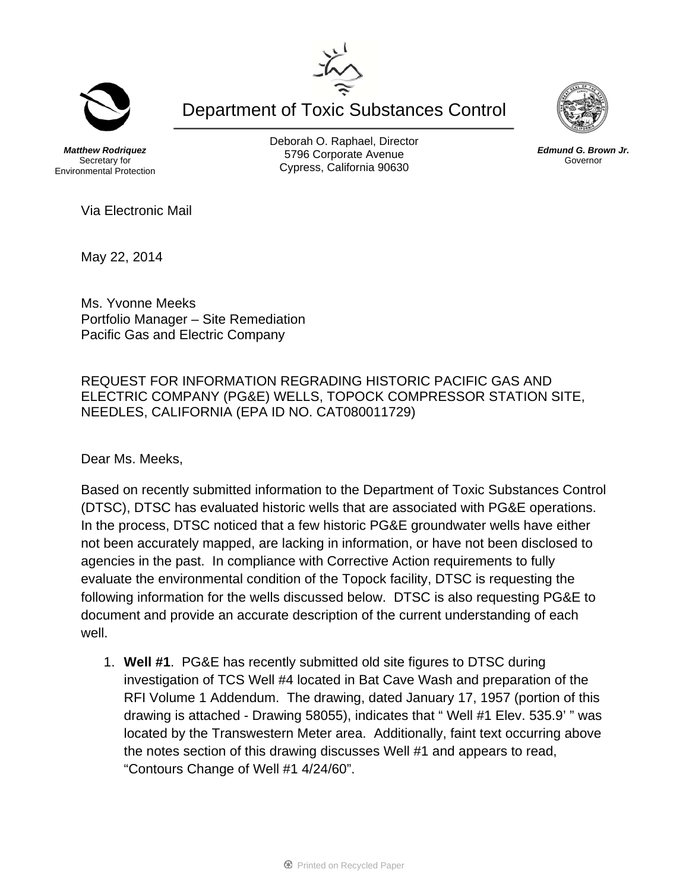# Department of Toxic Substances Control

***Matthew Rodriquez***
Secretary for
Environmental Protection

Deborah O. Raphael, Director
5796 Corporate Avenue
Cypress, California 90630

***Edmund G. Brown Jr.***
Governor

Via Electronic Mail

May 22, 2014

Ms. Yvonne Meeks
Portfolio Manager – Site Remediation
Pacific Gas and Electric Company

REQUEST FOR INFORMATION REGRADING HISTORIC PACIFIC GAS AND ELECTRIC COMPANY (PG&E) WELLS, TOPOCK COMPRESSOR STATION SITE, NEEDLES, CALIFORNIA (EPA ID NO. CAT080011729)

Dear Ms. Meeks,

Based on recently submitted information to the Department of Toxic Substances Control (DTSC), DTSC has evaluated historic wells that are associated with PG&E operations. In the process, DTSC noticed that a few historic PG&E groundwater wells have either not been accurately mapped, are lacking in information, or have not been disclosed to agencies in the past. In compliance with Corrective Action requirements to fully evaluate the environmental condition of the Topock facility, DTSC is requesting the following information for the wells discussed below. DTSC is also requesting PG&E to document and provide an accurate description of the current understanding of each well.

1. **Well #1**. PG&E has recently submitted old site figures to DTSC during investigation of TCS Well #4 located in Bat Cave Wash and preparation of the RFI Volume 1 Addendum. The drawing, dated January 17, 1957 (portion of this drawing is attached - Drawing 58055), indicates that " Well #1 Elev. 535.9' " was located by the Transwestern Meter area. Additionally, faint text occurring above the notes section of this drawing discusses Well #1 and appears to read, "Contours Change of Well #1 4/24/60".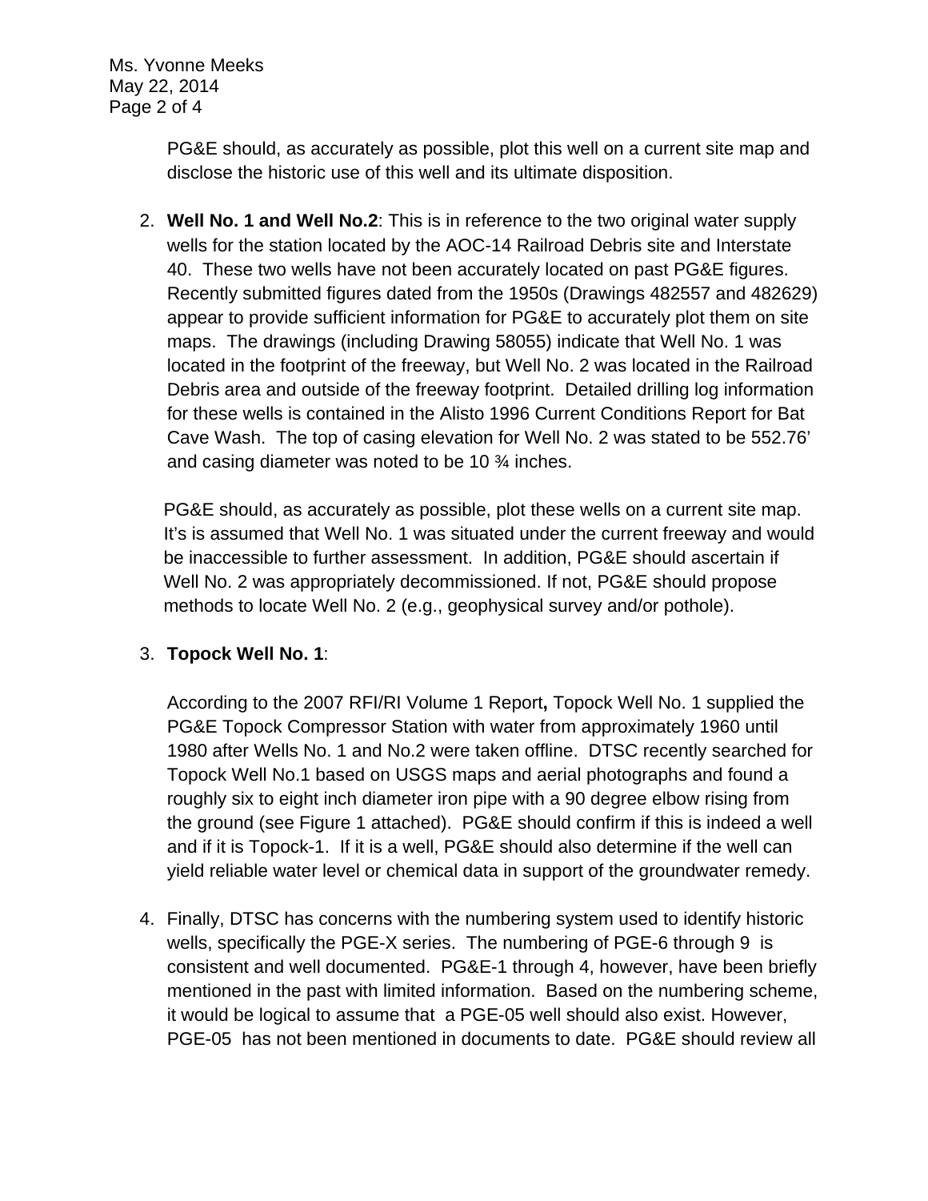PG&E should, as accurately as possible, plot this well on a current site map and disclose the historic use of this well and its ultimate disposition.

2. **Well No. 1 and Well No.2**: This is in reference to the two original water supply wells for the station located by the AOC-14 Railroad Debris site and Interstate 40. These two wells have not been accurately located on past PG&E figures. Recently submitted figures dated from the 1950s (Drawings 482557 and 482629) appear to provide sufficient information for PG&E to accurately plot them on site maps. The drawings (including Drawing 58055) indicate that Well No. 1 was located in the footprint of the freeway, but Well No. 2 was located in the Railroad Debris area and outside of the freeway footprint. Detailed drilling log information for these wells is contained in the Alisto 1996 Current Conditions Report for Bat Cave Wash. The top of casing elevation for Well No. 2 was stated to be 552.76' and casing diameter was noted to be 10 ¾ inches.

   PG&E should, as accurately as possible, plot these wells on a current site map. It's is assumed that Well No. 1 was situated under the current freeway and would be inaccessible to further assessment. In addition, PG&E should ascertain if Well No. 2 was appropriately decommissioned. If not, PG&E should propose methods to locate Well No. 2 (e.g., geophysical survey and/or pothole).

3. **Topock Well No. 1**:

   According to the 2007 RFI/RI Volume 1 Report**,** Topock Well No. 1 supplied the PG&E Topock Compressor Station with water from approximately 1960 until 1980 after Wells No. 1 and No.2 were taken offline. DTSC recently searched for Topock Well No.1 based on USGS maps and aerial photographs and found a roughly six to eight inch diameter iron pipe with a 90 degree elbow rising from the ground (see Figure 1 attached). PG&E should confirm if this is indeed a well and if it is Topock-1. If it is a well, PG&E should also determine if the well can yield reliable water level or chemical data in support of the groundwater remedy.

4. Finally, DTSC has concerns with the numbering system used to identify historic wells, specifically the PGE-X series. The numbering of PGE-6 through 9 is consistent and well documented. PG&E-1 through 4, however, have been briefly mentioned in the past with limited information. Based on the numbering scheme, it would be logical to assume that a PGE-05 well should also exist. However, PGE-05 has not been mentioned in documents to date. PG&E should review all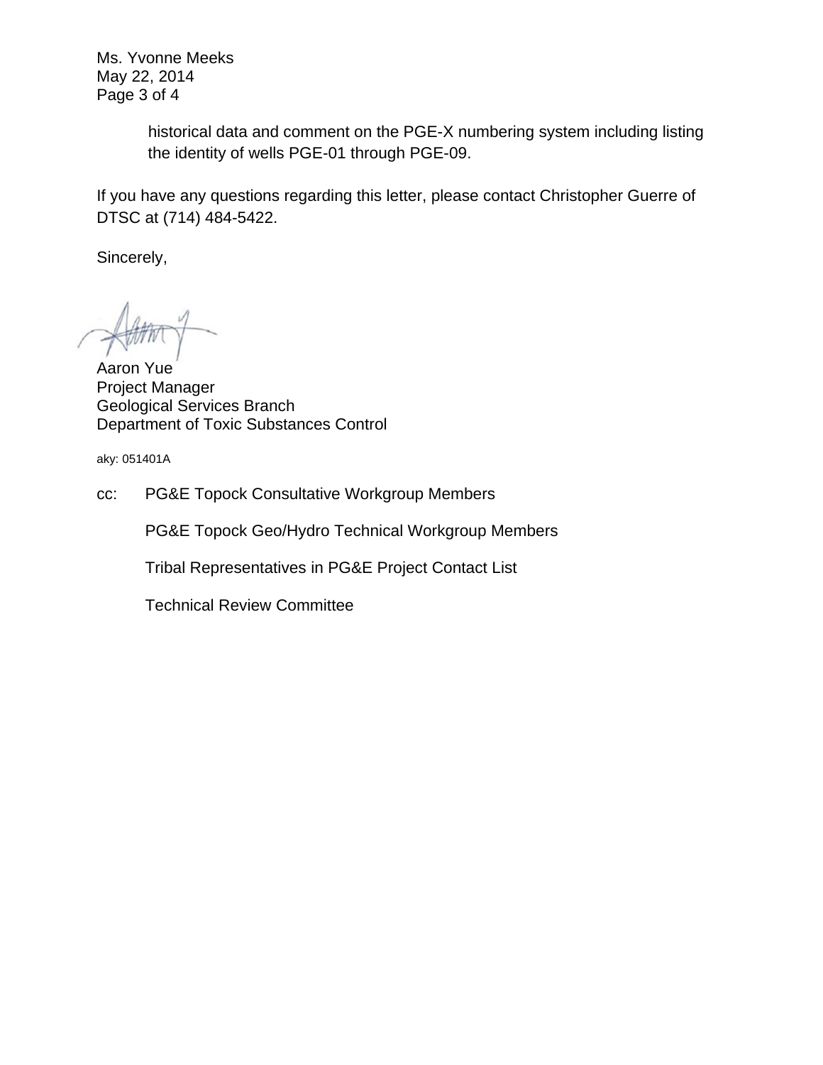historical data and comment on the PGE-X numbering system including listing the identity of wells PGE-01 through PGE-09.

If you have any questions regarding this letter, please contact Christopher Guerre of DTSC at (714) 484-5422.

Sincerely,

Aaron Yue
Project Manager
Geological Services Branch
Department of Toxic Substances Control

aky: 051401A

cc: PG&E Topock Consultative Workgroup Members

PG&E Topock Geo/Hydro Technical Workgroup Members

Tribal Representatives in PG&E Project Contact List

Technical Review Committee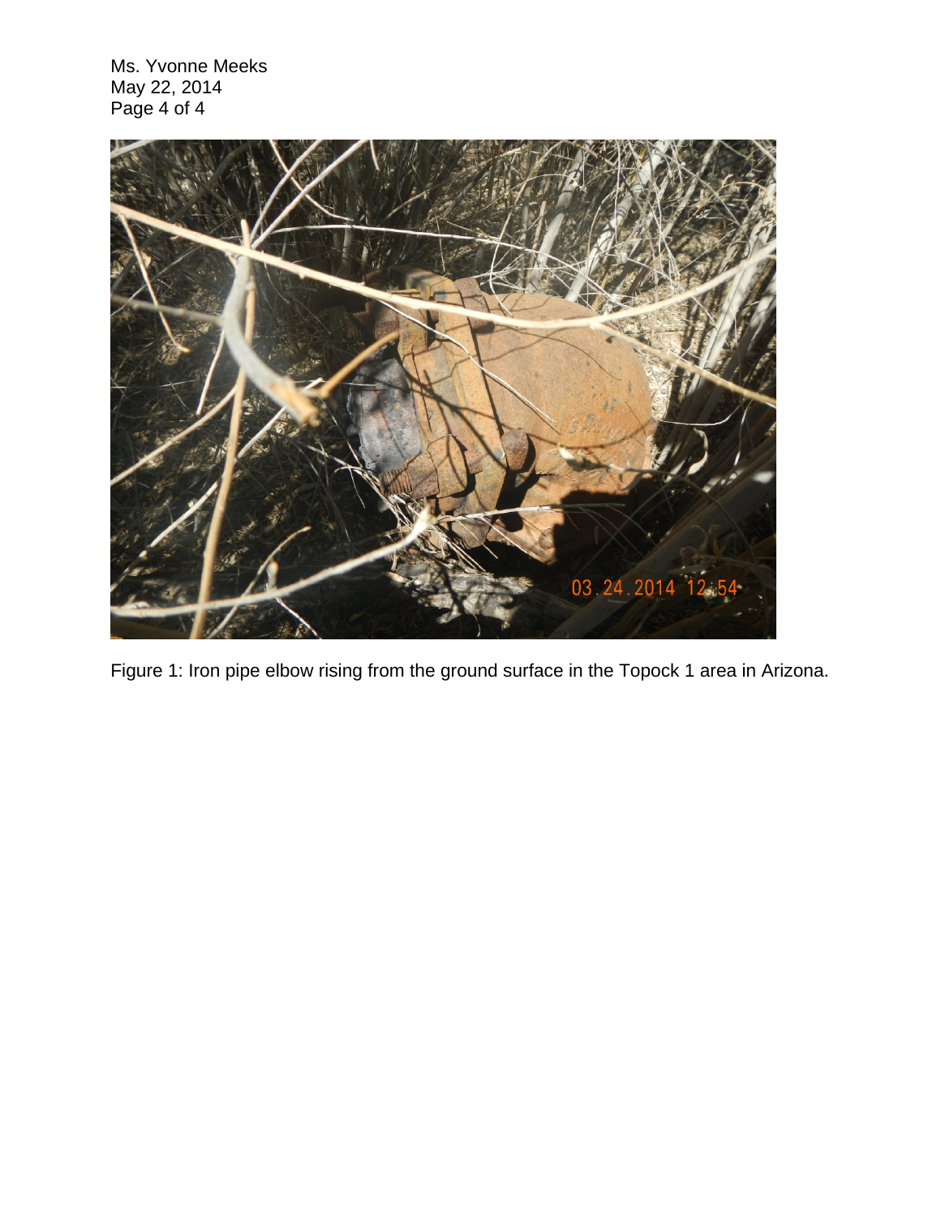Figure 1: Iron pipe elbow rising from the ground surface in the Topock 1 area in Arizona.